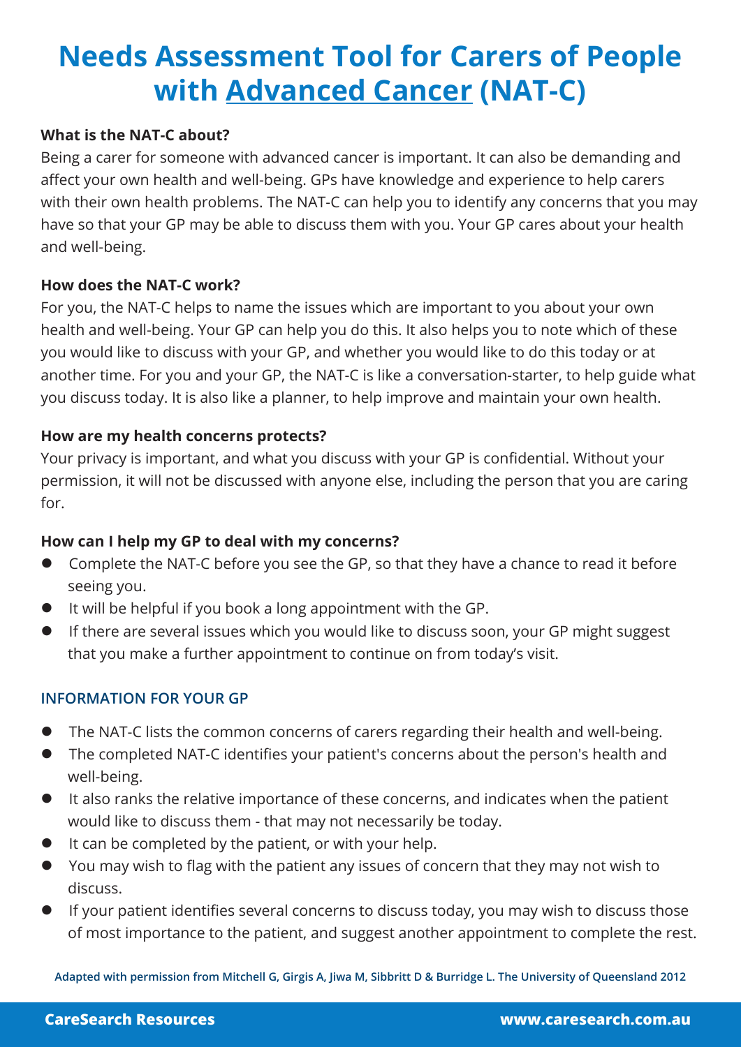# Needs Assessment Tool for Carers of People with Advanced Cancer (NAT-C)

**What is the NAT-C about?**

Being a carer for someone with advanced cancer is important. It can also be demanding and affect your own health and well-being. GPs have knowledge and experience to help carers with their own health problems. The NAT-C can help you to identify any concerns that you may have so that your GP may be able to discuss them with you. Your GP cares about your health and well-being.

**How does the NAT-C work?**

For you, the NAT-C helps to name the issues which are important to you about your own health and well-being. Your GP can help you do this. It also helps you to note which of these you would like to discuss with your GP, and whether you would like to do this today or at another time. For you and your GP, the NAT-C is like a conversation-starter, to help guide what you discuss today. It is also like a planner, to help improve and maintain your own health.

**How are my health concerns protects?**

Your privacy is important, and what you discuss with your GP is confidential. Without your permission, it will not be discussed with anyone else, including the person that you are caring for.

**How can I help my GP to deal with my concerns?**

- Complete the NAT-C before you see the GP, so that they have a chance to read it before seeing you.
- It will be helpful if you book a long appointment with the GP.
- If there are several issues which you would like to discuss soon, your GP might suggest that you make a further appointment to continue on from today's visit.

## INFORMATION FOR YOUR GP

- The NAT-C lists the common concerns of carers regarding their health and well-being.
- The completed NAT-C identifies your patient's concerns about the person's health and well-being.
- It also ranks the relative importance of these concerns, and indicates when the patient would like to discuss them - that may not necessarily be today.
- It can be completed by the patient, or with your help.
- You may wish to flag with the patient any issues of concern that they may not wish to discuss.
- If your patient identifies several concerns to discuss today, you may wish to discuss those of most importance to the patient, and suggest another appointment to complete the rest.

Adapted with permission from Mitchell G, Girgis A, Jiwa M, Sibbritt D & Burridge L. The University of Queensland 2012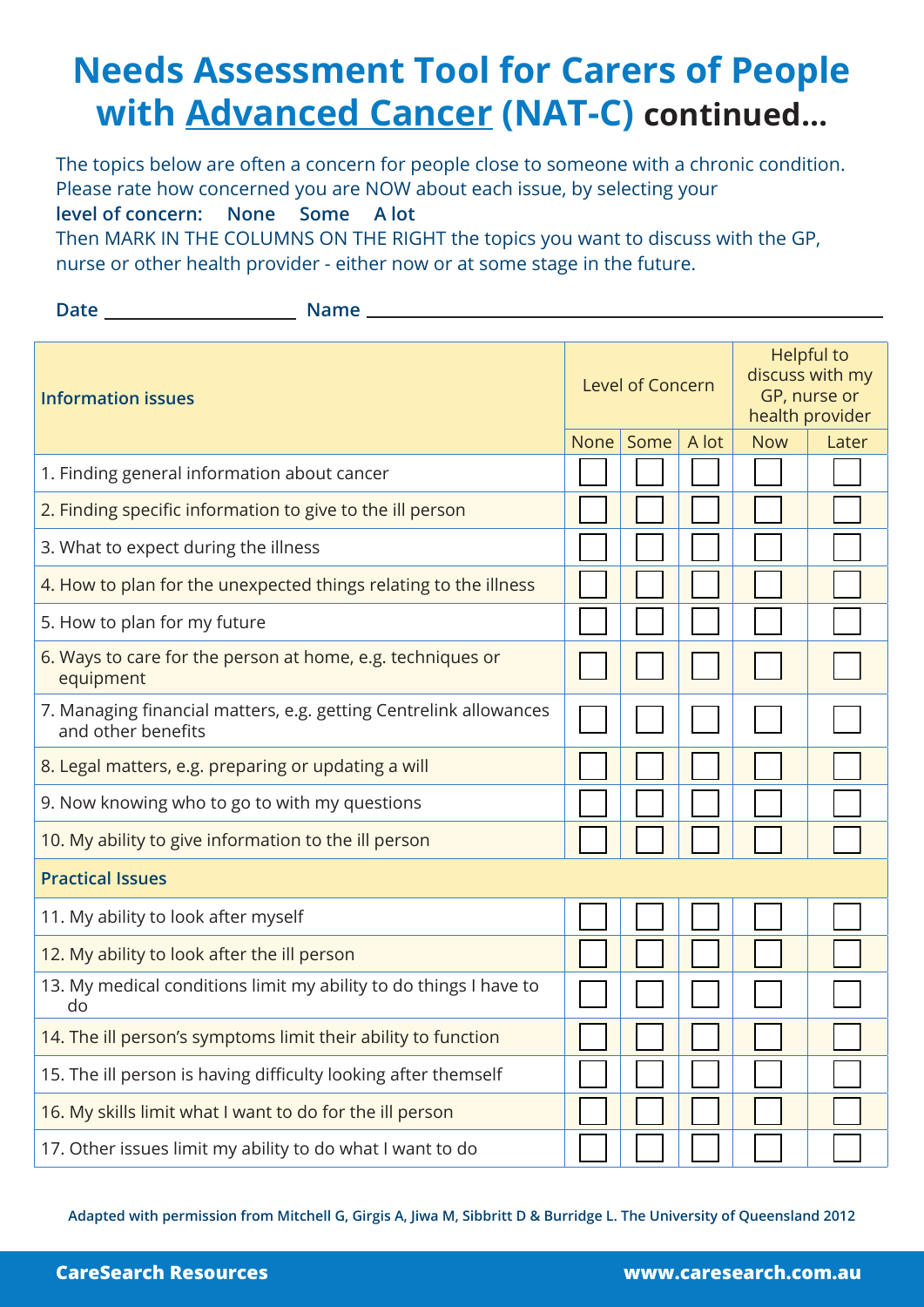# Needs Assessment Tool for Carers of People with Advanced Cancer (NAT-C) continued...

The topics below are often a concern for people close to someone with a chronic condition. Please rate how concerned you are NOW about each issue, by selecting your

**level of concern: None Some A lot**

Then MARK IN THE COLUMNS ON THE RIGHT the topics you want to discuss with the GP, nurse or other health provider - either now or at some stage in the future.

**Date** ____________________ **Name** ______________________________________________

| Information issues | Level of Concern | | | Helpful to discuss with my GP, nurse or health provider | |
|---|---|---|---|---|---|
| | None | Some | A lot | Now | Later |
| 1. Finding general information about cancer | ☐ | ☐ | ☐ | ☐ | ☐ |
| 2. Finding specific information to give to the ill person | ☐ | ☐ | ☐ | ☐ | ☐ |
| 3. What to expect during the illness | ☐ | ☐ | ☐ | ☐ | ☐ |
| 4. How to plan for the unexpected things relating to the illness | ☐ | ☐ | ☐ | ☐ | ☐ |
| 5. How to plan for my future | ☐ | ☐ | ☐ | ☐ | ☐ |
| 6. Ways to care for the person at home, e.g. techniques or equipment | ☐ | ☐ | ☐ | ☐ | ☐ |
| 7. Managing financial matters, e.g. getting Centrelink allowances and other benefits | ☐ | ☐ | ☐ | ☐ | ☐ |
| 8. Legal matters, e.g. preparing or updating a will | ☐ | ☐ | ☐ | ☐ | ☐ |
| 9. Now knowing who to go to with my questions | ☐ | ☐ | ☐ | ☐ | ☐ |
| 10. My ability to give information to the ill person | ☐ | ☐ | ☐ | ☐ | ☐ |
| **Practical Issues** | | | | | |
| 11. My ability to look after myself | ☐ | ☐ | ☐ | ☐ | ☐ |
| 12. My ability to look after the ill person | ☐ | ☐ | ☐ | ☐ | ☐ |
| 13. My medical conditions limit my ability to do things I have to do | ☐ | ☐ | ☐ | ☐ | ☐ |
| 14. The ill person's symptoms limit their ability to function | ☐ | ☐ | ☐ | ☐ | ☐ |
| 15. The ill person is having difficulty looking after themself | ☐ | ☐ | ☐ | ☐ | ☐ |
| 16. My skills limit what I want to do for the ill person | ☐ | ☐ | ☐ | ☐ | ☐ |
| 17. Other issues limit my ability to do what I want to do | ☐ | ☐ | ☐ | ☐ | ☐ |

Adapted with permission from Mitchell G, Girgis A, Jiwa M, Sibbritt D & Burridge L. The University of Queensland 2012

**CareSearch Resources** **www.caresearch.com.au**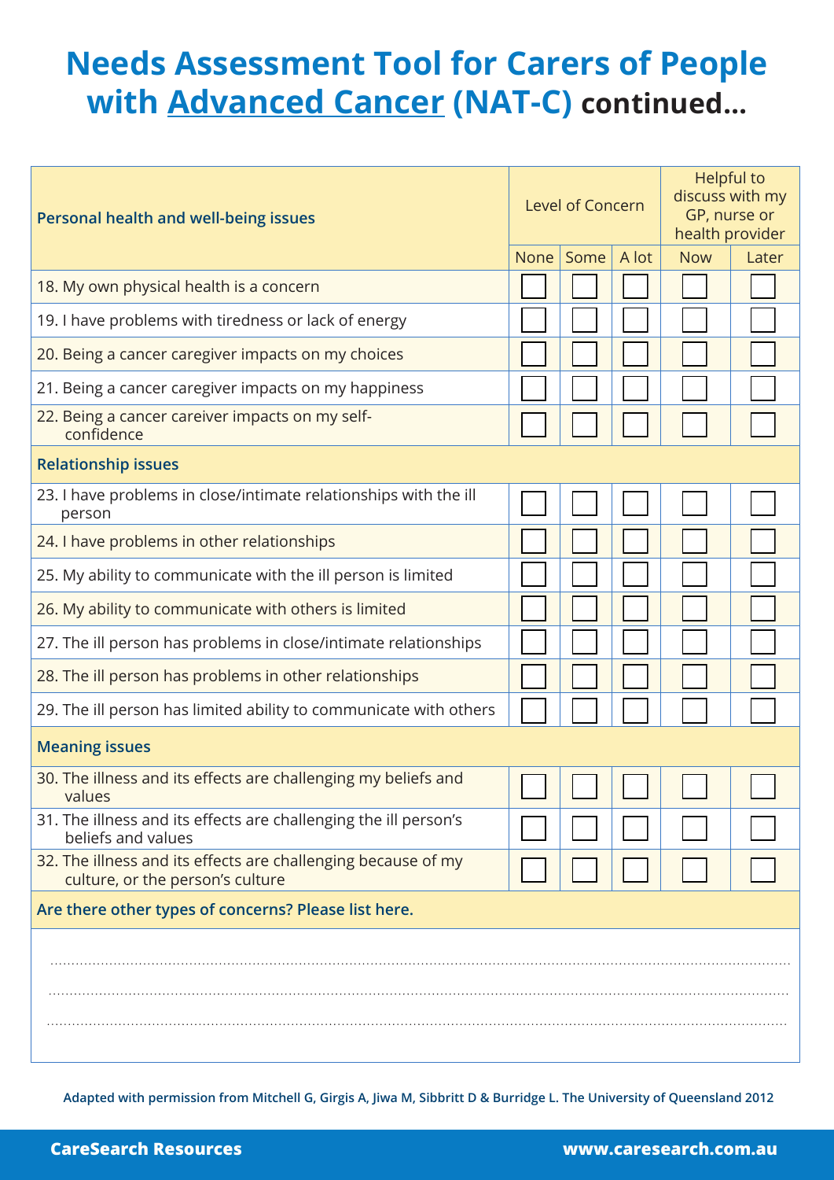# Needs Assessment Tool for Carers of People with Advanced Cancer (NAT-C) continued...

| Personal health and well-being issues | Level of Concern | | | Helpful to discuss with my GP, nurse or health provider | |
|---|---|---|---|---|---|
| | None | Some | A lot | Now | Later |
| 18. My own physical health is a concern | ☐ | ☐ | ☐ | ☐ | ☐ |
| 19. I have problems with tiredness or lack of energy | ☐ | ☐ | ☐ | ☐ | ☐ |
| 20. Being a cancer caregiver impacts on my choices | ☐ | ☐ | ☐ | ☐ | ☐ |
| 21. Being a cancer caregiver impacts on my happiness | ☐ | ☐ | ☐ | ☐ | ☐ |
| 22. Being a cancer careiver impacts on my self-confidence | ☐ | ☐ | ☐ | ☐ | ☐ |
| **Relationship issues** | | | | | |
| 23. I have problems in close/intimate relationships with the ill person | ☐ | ☐ | ☐ | ☐ | ☐ |
| 24. I have problems in other relationships | ☐ | ☐ | ☐ | ☐ | ☐ |
| 25. My ability to communicate with the ill person is limited | ☐ | ☐ | ☐ | ☐ | ☐ |
| 26. My ability to communicate with others is limited | ☐ | ☐ | ☐ | ☐ | ☐ |
| 27. The ill person has problems in close/intimate relationships | ☐ | ☐ | ☐ | ☐ | ☐ |
| 28. The ill person has problems in other relationships | ☐ | ☐ | ☐ | ☐ | ☐ |
| 29. The ill person has limited ability to communicate with others | ☐ | ☐ | ☐ | ☐ | ☐ |
| **Meaning issues** | | | | | |
| 30. The illness and its effects are challenging my beliefs and values | ☐ | ☐ | ☐ | ☐ | ☐ |
| 31. The illness and its effects are challenging the ill person's beliefs and values | ☐ | ☐ | ☐ | ☐ | ☐ |
| 32. The illness and its effects are challenging because of my culture, or the person's culture | ☐ | ☐ | ☐ | ☐ | ☐ |

**Are there other types of concerns? Please list here.**

.............................................................................................................................................................

.............................................................................................................................................................

.............................................................................................................................................................

Adapted with permission from Mitchell G, Girgis A, Jiwa M, Sibbritt D & Burridge L. The University of Queensland 2012

**CareSearch Resources** **www.caresearch.com.au**